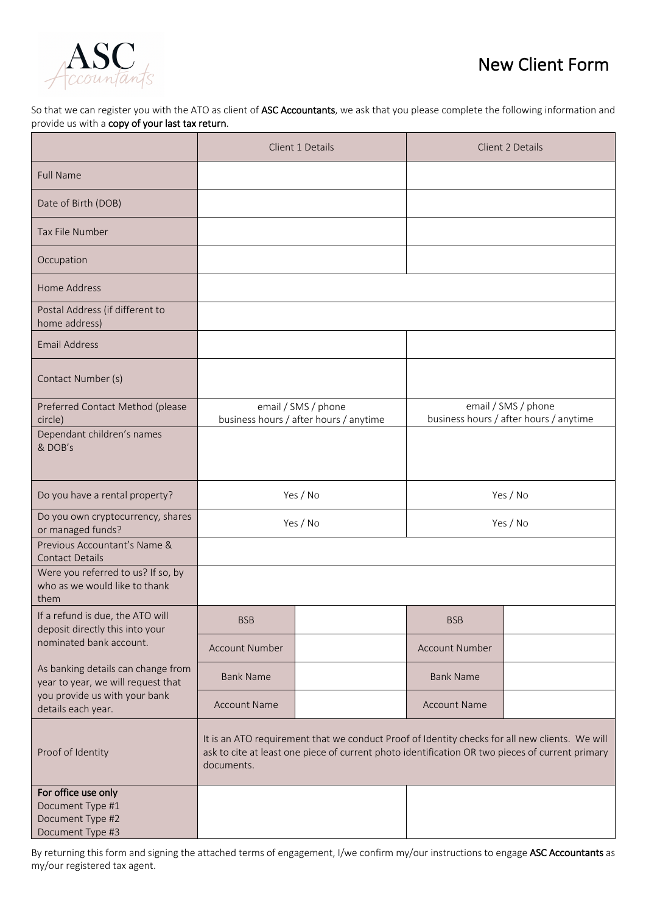# New Client Form

ASC Accountants

So that we can register you with the ATO as client of **ASC Accountants**, we ask that you please complete the following information and provide us with a **copy of your last tax return**.

| | Client 1 Details | | Client 2 Details | |
|---|---|---|---|---|
| Full Name | | | | |
| Date of Birth (DOB) | | | | |
| Tax File Number | | | | |
| Occupation | | | | |
| Home Address | | | | |
| Postal Address (if different to home address) | | | | |
| Email Address | | | | |
| Contact Number (s) | | | | |
| Preferred Contact Method (please circle) | email / SMS / phone<br>business hours / after hours / anytime | | email / SMS / phone<br>business hours / after hours / anytime | |
| Dependant children's names & DOB's | | | | |
| Do you have a rental property? | Yes / No | | Yes / No | |
| Do you own cryptocurrency, shares or managed funds? | Yes / No | | Yes / No | |
| Previous Accountant's Name & Contact Details | | | | |
| Were you referred to us? If so, by who as we would like to thank them | | | | |
| If a refund is due, the ATO will deposit directly this into your nominated bank account.<br><br>As banking details can change from year to year, we will request that you provide us with your bank details each year. | BSB | | BSB | |
| | Account Number | | Account Number | |
| | Bank Name | | Bank Name | |
| | Account Name | | Account Name | |
| Proof of Identity | It is an ATO requirement that we conduct Proof of Identity checks for all new clients. We will ask to cite at least one piece of current photo identification OR two pieces of current primary documents. | | | |
| **For office use only**<br>Document Type #1<br>Document Type #2<br>Document Type #3 | | | | |

By returning this form and signing the attached terms of engagement, I/we confirm my/our instructions to engage **ASC Accountants** as my/our registered tax agent.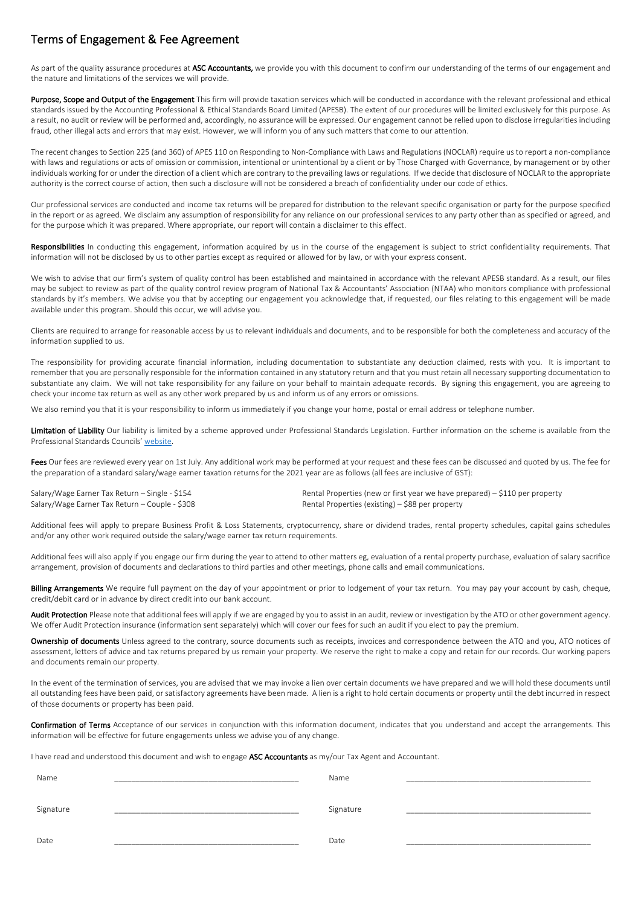# Terms of Engagement & Fee Agreement

As part of the quality assurance procedures at **ASC Accountants,** we provide you with this document to confirm our understanding of the terms of our engagement and the nature and limitations of the services we will provide.

**Purpose, Scope and Output of the Engagement** This firm will provide taxation services which will be conducted in accordance with the relevant professional and ethical standards issued by the Accounting Professional & Ethical Standards Board Limited (APESB). The extent of our procedures will be limited exclusively for this purpose. As a result, no audit or review will be performed and, accordingly, no assurance will be expressed. Our engagement cannot be relied upon to disclose irregularities including fraud, other illegal acts and errors that may exist. However, we will inform you of any such matters that come to our attention.

The recent changes to Section 225 (and 360) of APES 110 on Responding to Non-Compliance with Laws and Regulations (NOCLAR) require us to report a non-compliance with laws and regulations or acts of omission or commission, intentional or unintentional by a client or by Those Charged with Governance, by management or by other individuals working for or under the direction of a client which are contrary to the prevailing laws or regulations. If we decide that disclosure of NOCLAR to the appropriate authority is the correct course of action, then such a disclosure will not be considered a breach of confidentiality under our code of ethics.

Our professional services are conducted and income tax returns will be prepared for distribution to the relevant specific organisation or party for the purpose specified in the report or as agreed. We disclaim any assumption of responsibility for any reliance on our professional services to any party other than as specified or agreed, and for the purpose which it was prepared. Where appropriate, our report will contain a disclaimer to this effect.

**Responsibilities** In conducting this engagement, information acquired by us in the course of the engagement is subject to strict confidentiality requirements. That information will not be disclosed by us to other parties except as required or allowed for by law, or with your express consent.

We wish to advise that our firm's system of quality control has been established and maintained in accordance with the relevant APESB standard. As a result, our files may be subject to review as part of the quality control review program of National Tax & Accountants' Association (NTAA) who monitors compliance with professional standards by it's members. We advise you that by accepting our engagement you acknowledge that, if requested, our files relating to this engagement will be made available under this program. Should this occur, we will advise you.

Clients are required to arrange for reasonable access by us to relevant individuals and documents, and to be responsible for both the completeness and accuracy of the information supplied to us.

The responsibility for providing accurate financial information, including documentation to substantiate any deduction claimed, rests with you. It is important to remember that you are personally responsible for the information contained in any statutory return and that you must retain all necessary supporting documentation to substantiate any claim. We will not take responsibility for any failure on your behalf to maintain adequate records. By signing this engagement, you are agreeing to check your income tax return as well as any other work prepared by us and inform us of any errors or omissions.

We also remind you that it is your responsibility to inform us immediately if you change your home, postal or email address or telephone number.

**Limitation of Liability** Our liability is limited by a scheme approved under Professional Standards Legislation. Further information on the scheme is available from the Professional Standards Councils' website.

**Fees** Our fees are reviewed every year on 1st July. Any additional work may be performed at your request and these fees can be discussed and quoted by us. The fee for the preparation of a standard salary/wage earner taxation returns for the 2021 year are as follows (all fees are inclusive of GST):

Salary/Wage Earner Tax Return – Single - $154
Salary/Wage Earner Tax Return – Couple - $308

Rental Properties (new or first year we have prepared) – $110 per property
Rental Properties (existing) – $88 per property

Additional fees will apply to prepare Business Profit & Loss Statements, cryptocurrency, share or dividend trades, rental property schedules, capital gains schedules and/or any other work required outside the salary/wage earner tax return requirements.

Additional fees will also apply if you engage our firm during the year to attend to other matters eg, evaluation of a rental property purchase, evaluation of salary sacrifice arrangement, provision of documents and declarations to third parties and other meetings, phone calls and email communications.

**Billing Arrangements** We require full payment on the day of your appointment or prior to lodgement of your tax return. You may pay your account by cash, cheque, credit/debit card or in advance by direct credit into our bank account.

**Audit Protection** Please note that additional fees will apply if we are engaged by you to assist in an audit, review or investigation by the ATO or other government agency. We offer Audit Protection insurance (information sent separately) which will cover our fees for such an audit if you elect to pay the premium.

**Ownership of documents** Unless agreed to the contrary, source documents such as receipts, invoices and correspondence between the ATO and you, ATO notices of assessment, letters of advice and tax returns prepared by us remain your property. We reserve the right to make a copy and retain for our records. Our working papers and documents remain our property.

In the event of the termination of services, you are advised that we may invoke a lien over certain documents we have prepared and we will hold these documents until all outstanding fees have been paid, or satisfactory agreements have been made. A lien is a right to hold certain documents or property until the debt incurred in respect of those documents or property has been paid.

**Confirmation of Terms** Acceptance of our services in conjunction with this information document, indicates that you understand and accept the arrangements. This information will be effective for future engagements unless we advise you of any change.

I have read and understood this document and wish to engage **ASC Accountants** as my/our Tax Agent and Accountant.

| | | | |
|---|---|---|---|
| Name | ____________________ | Name | ____________________ |
| Signature | ____________________ | Signature | ____________________ |
| Date | ____________________ | Date | ____________________ |